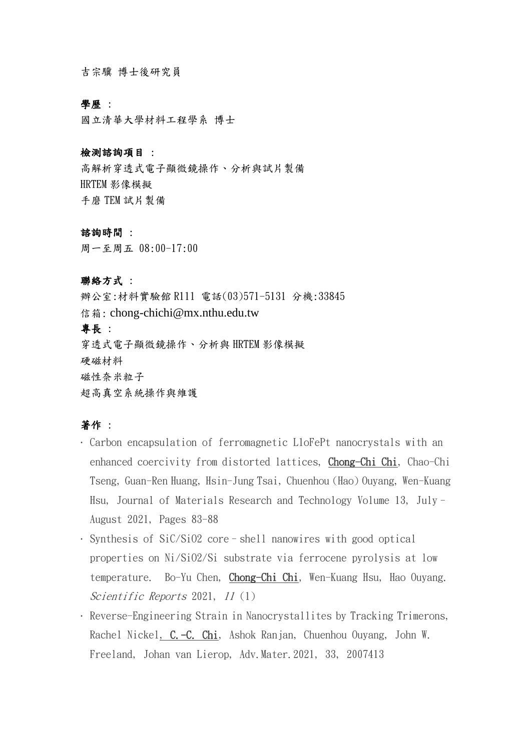吉宗驥 博士後研究員

**學歷：**

國立清華大學材料工程學系 博士

**檢測諮詢項目：**

高解析穿透式電子顯微鏡操作、分析與試片製備
HRTEM 影像模擬
手磨 TEM 試片製備

**諮詢時間：**

周一至周五 08:00-17:00

**聯絡方式：**

辦公室:材料實驗館 R111 電話(03)571-5131 分機:33845
信箱: chong-chichi@mx.nthu.edu.tw

**專長：**

穿透式電子顯微鏡操作、分析與 HRTEM 影像模擬
硬磁材料
磁性奈米粒子
超高真空系統操作與維護

**著作：**

- Carbon encapsulation of ferromagnetic L1oFePt nanocrystals with an enhanced coercivity from distorted lattices, **Chong-Chi Chi**, Chao-Chi Tseng, Guan-Ren Huang, Hsin-Jung Tsai, Chuenhou (Hao) Ouyang, Wen-Kuang Hsu, Journal of Materials Research and Technology Volume 13, July–August 2021, Pages 83-88
- Synthesis of SiC/SiO2 core–shell nanowires with good optical properties on Ni/SiO2/Si substrate via ferrocene pyrolysis at low temperature. Bo-Yu Chen, **Chong-Chi Chi**, Wen-Kuang Hsu, Hao Ouyang. *Scientific Reports* 2021, *11* (1)
- Reverse-Engineering Strain in Nanocrystallites by Tracking Trimerons, Rachel Nickel, C.-C. Chi, Ashok Ranjan, Chuenhou Ouyang, John W. Freeland, Johan van Lierop, Adv.Mater.2021, 33, 2007413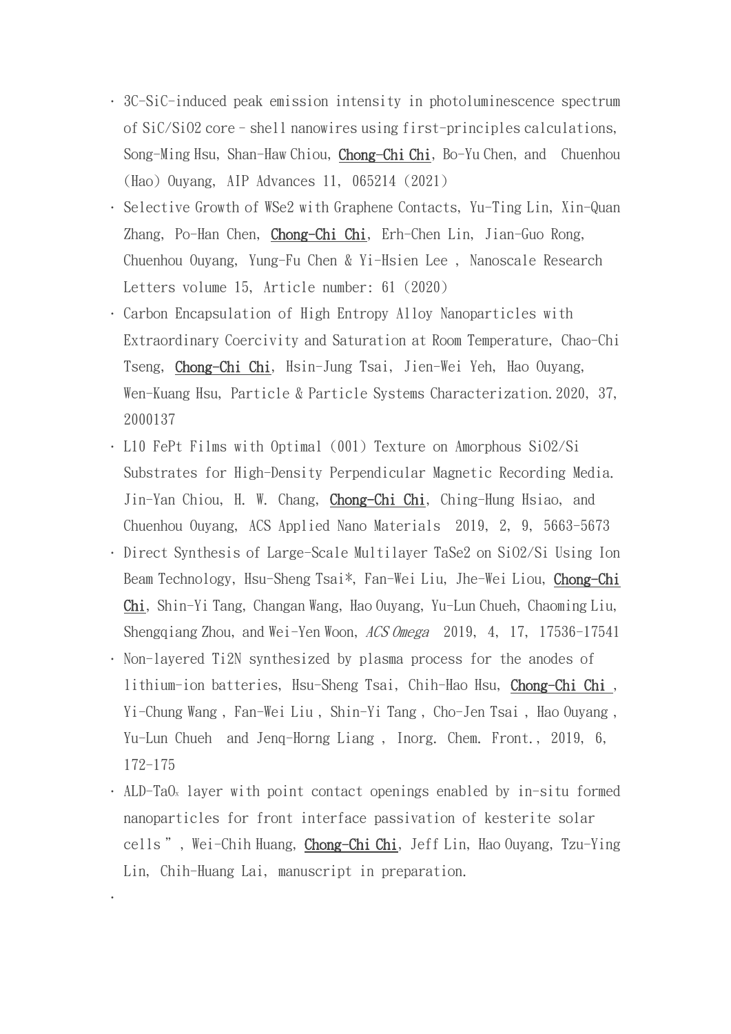- 3C-SiC-induced peak emission intensity in photoluminescence spectrum of $SiC/SiO_2$ core–shell nanowires using first-principles calculations, Song-Ming Hsu, Shan-Haw Chiou, Chong-Chi Chi, Bo-Yu Chen, and Chuenhou (Hao) Ouyang, AIP Advances 11, 065214 (2021)
- Selective Growth of $WSe_2$ with Graphene Contacts, Yu-Ting Lin, Xin-Quan Zhang, Po-Han Chen, Chong-Chi Chi, Erh-Chen Lin, Jian-Guo Rong, Chuenhou Ouyang, Yung-Fu Chen & Yi-Hsien Lee , Nanoscale Research Letters volume 15, Article number: 61 (2020)
- Carbon Encapsulation of High Entropy Alloy Nanoparticles with Extraordinary Coercivity and Saturation at Room Temperature, Chao-Chi Tseng, Chong-Chi Chi, Hsin-Jung Tsai, Jien-Wei Yeh, Hao Ouyang, Wen-Kuang Hsu, Particle & Particle Systems Characterization.2020, 37, 2000137
- $L1_0$ FePt Films with Optimal (001) Texture on Amorphous $SiO_2/Si$ Substrates for High-Density Perpendicular Magnetic Recording Media. Jin-Yan Chiou, H. W. Chang, Chong-Chi Chi, Ching-Hung Hsiao, and Chuenhou Ouyang, ACS Applied Nano Materials 2019, 2, 9, 5663-5673
- Direct Synthesis of Large-Scale Multilayer $TaSe_2$ on $SiO_2/Si$ Using Ion Beam Technology, Hsu-Sheng Tsai*, Fan-Wei Liu, Jhe-Wei Liou, Chong-Chi Chi, Shin-Yi Tang, Changan Wang, Hao Ouyang, Yu-Lun Chueh, Chaoming Liu, Shengqiang Zhou, and Wei-Yen Woon, *ACS Omega* 2019, 4, 17, 17536-17541
- Non-layered $Ti_2N$ synthesized by plasma process for the anodes of lithium-ion batteries, Hsu-Sheng Tsai, Chih-Hao Hsu, Chong-Chi Chi , Yi-Chung Wang , Fan-Wei Liu , Shin-Yi Tang , Cho-Jen Tsai , Hao Ouyang , Yu-Lun Chueh and Jenq-Horng Liang , Inorg. Chem. Front., 2019, 6, 172-175
- ALD-$TaO_x$ layer with point contact openings enabled by in-situ formed nanoparticles for front interface passivation of kesterite solar cells", Wei-Chih Huang, Chong-Chi Chi, Jeff Lin, Hao Ouyang, Tzu-Ying Lin, Chih-Huang Lai, manuscript in preparation.